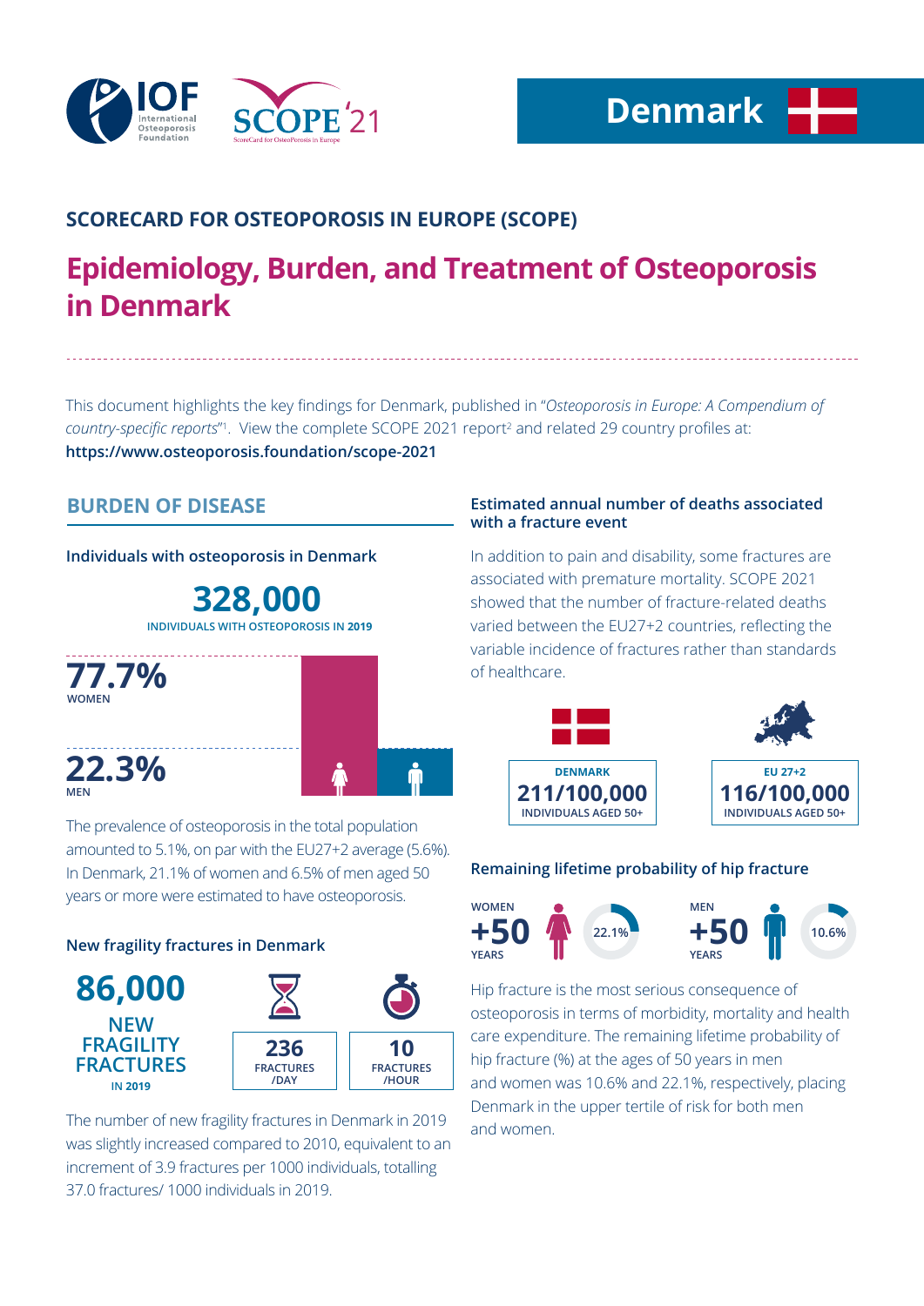IOF International Osteoporosis Foundation | SCOPE '21 ScoreCard for OsteoPorosis in Europe

# Denmark

## SCORECARD FOR OSTEOPOROSIS IN EUROPE (SCOPE)

# Epidemiology, Burden, and Treatment of Osteoporosis in Denmark

This document highlights the key findings for Denmark, published in "*Osteoporosis in Europe: A Compendium of country-specific reports*"[1]. View the complete SCOPE 2021 report[2] and related 29 country profiles at: **https://www.osteoporosis.foundation/scope-2021**

## BURDEN OF DISEASE

### Individuals with osteoporosis in Denmark

**328,000**
INDIVIDUALS WITH OSTEOPOROSIS IN 2019

**77.7%** WOMEN

**22.3%** MEN

The prevalence of osteoporosis in the total population amounted to 5.1%, on par with the EU27+2 average (5.6%). In Denmark, 21.1% of women and 6.5% of men aged 50 years or more were estimated to have osteoporosis.

### New fragility fractures in Denmark

**86,000**
NEW FRAGILITY FRACTURES IN 2019

**236** FRACTURES /DAY

**10** FRACTURES /HOUR

The number of new fragility fractures in Denmark in 2019 was slightly increased compared to 2010, equivalent to an increment of 3.9 fractures per 1000 individuals, totalling 37.0 fractures/ 1000 individuals in 2019.

### Estimated annual number of deaths associated with a fracture event

In addition to pain and disability, some fractures are associated with premature mortality. SCOPE 2021 showed that the number of fracture-related deaths varied between the EU27+2 countries, reflecting the variable incidence of fractures rather than standards of healthcare.

| DENMARK | EU 27+2 |
|---|---|
| **211/100,000** INDIVIDUALS AGED 50+ | **116/100,000** INDIVIDUALS AGED 50+ |

### Remaining lifetime probability of hip fracture

| | |
|---|---|
| WOMEN +50 YEARS | 22.1% |
| MEN +50 YEARS | 10.6% |

Hip fracture is the most serious consequence of osteoporosis in terms of morbidity, mortality and health care expenditure. The remaining lifetime probability of hip fracture (%) at the ages of 50 years in men and women was 10.6% and 22.1%, respectively, placing Denmark in the upper tertile of risk for both men and women.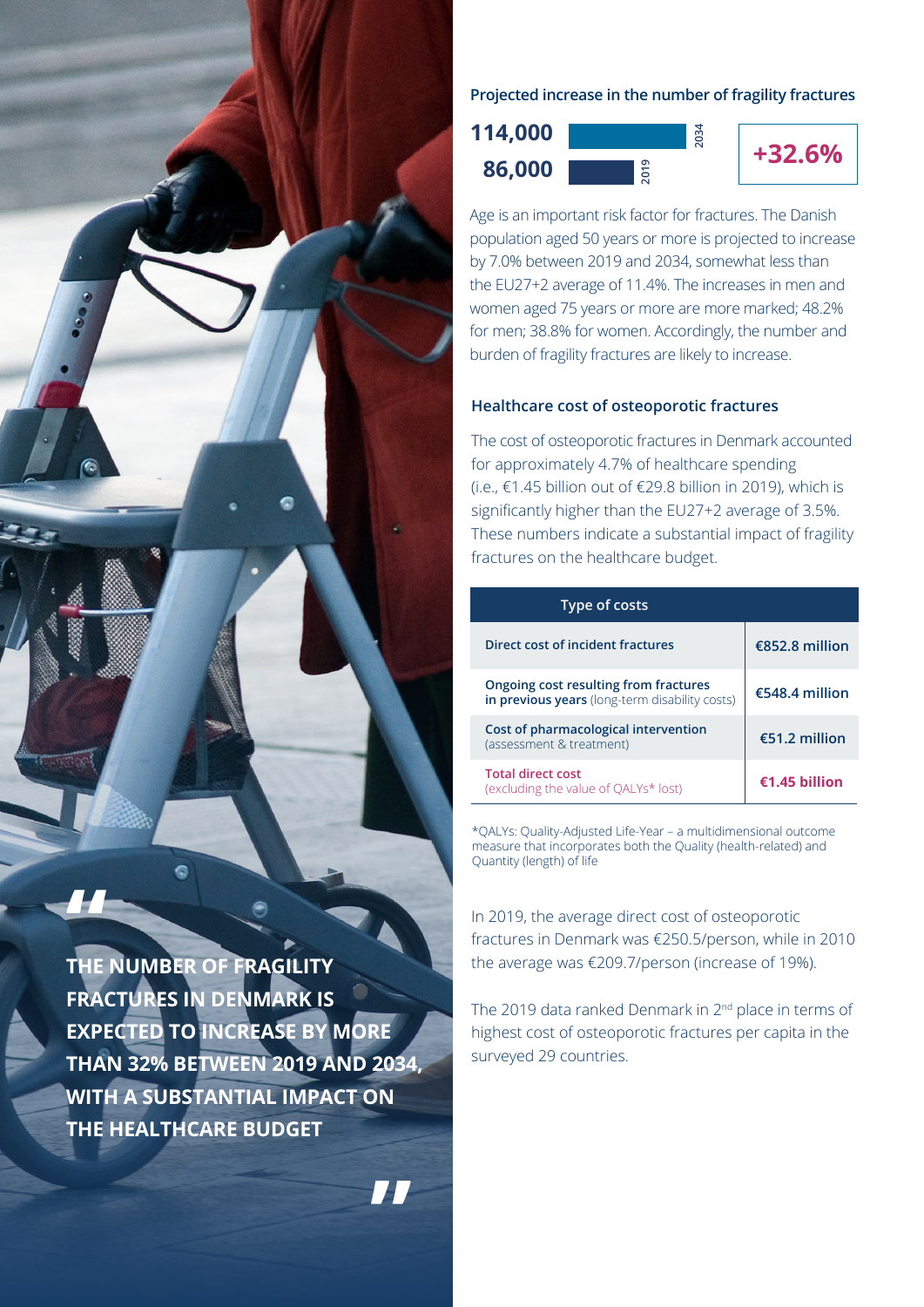> **"THE NUMBER OF FRAGILITY FRACTURES IN DENMARK IS EXPECTED TO INCREASE BY MORE THAN 32% BETWEEN 2019 AND 2034, WITH A SUBSTANTIAL IMPACT ON THE HEALTHCARE BUDGET"**

### Projected increase in the number of fragility fractures

| Year | Number |
|---|---|
| 2034 | 114,000 |
| 2019 | 86,000 |

**+32.6%**

Age is an important risk factor for fractures. The Danish population aged 50 years or more is projected to increase by 7.0% between 2019 and 2034, somewhat less than the EU27+2 average of 11.4%. The increases in men and women aged 75 years or more are more marked; 48.2% for men; 38.8% for women. Accordingly, the number and burden of fragility fractures are likely to increase.

### Healthcare cost of osteoporotic fractures

The cost of osteoporotic fractures in Denmark accounted for approximately 4.7% of healthcare spending (i.e., €1.45 billion out of €29.8 billion in 2019), which is significantly higher than the EU27+2 average of 3.5%. These numbers indicate a substantial impact of fragility fractures on the healthcare budget.

| Type of costs | |
|---|---|
| **Direct cost of incident fractures** | **€852.8 million** |
| **Ongoing cost resulting from fractures in previous years** (long-term disability costs) | **€548.4 million** |
| **Cost of pharmacological intervention** (assessment & treatment) | **€51.2 million** |
| **Total direct cost** (excluding the value of QALYs* lost) | **€1.45 billion** |

*QALYs: Quality-Adjusted Life-Year – a multidimensional outcome measure that incorporates both the Quality (health-related) and Quantity (length) of life

In 2019, the average direct cost of osteoporotic fractures in Denmark was €250.5/person, while in 2010 the average was €209.7/person (increase of 19%).

The 2019 data ranked Denmark in 2nd place in terms of highest cost of osteoporotic fractures per capita in the surveyed 29 countries.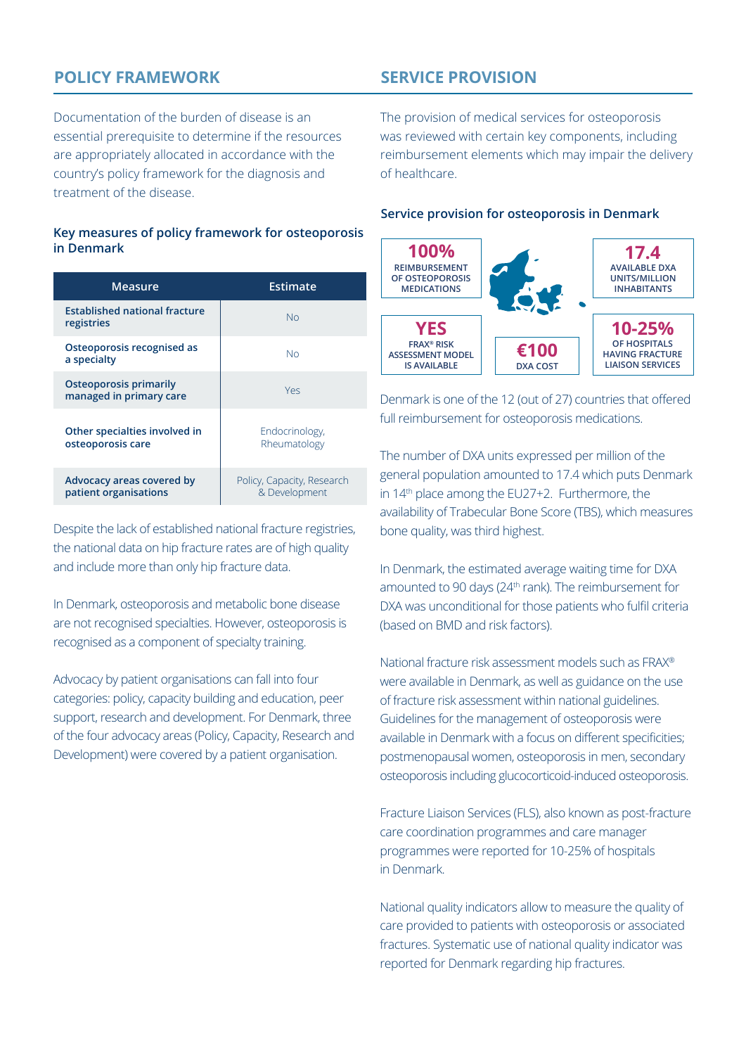## POLICY FRAMEWORK

Documentation of the burden of disease is an essential prerequisite to determine if the resources are appropriately allocated in accordance with the country's policy framework for the diagnosis and treatment of the disease.

### Key measures of policy framework for osteoporosis in Denmark

| Measure | Estimate |
|---|---|
| Established national fracture registries | No |
| Osteoporosis recognised as a specialty | No |
| Osteoporosis primarily managed in primary care | Yes |
| Other specialties involved in osteoporosis care | Endocrinology, Rheumatology |
| Advocacy areas covered by patient organisations | Policy, Capacity, Research & Development |

Despite the lack of established national fracture registries, the national data on hip fracture rates are of high quality and include more than only hip fracture data.

In Denmark, osteoporosis and metabolic bone disease are not recognised specialties. However, osteoporosis is recognised as a component of specialty training.

Advocacy by patient organisations can fall into four categories: policy, capacity building and education, peer support, research and development. For Denmark, three of the four advocacy areas (Policy, Capacity, Research and Development) were covered by a patient organisation.

## SERVICE PROVISION

The provision of medical services for osteoporosis was reviewed with certain key components, including reimbursement elements which may impair the delivery of healthcare.

### Service provision for osteoporosis in Denmark

- **100%** REIMBURSEMENT OF OSTEOPOROSIS MEDICATIONS
- **17.4** AVAILABLE DXA UNITS/MILLION INHABITANTS
- **YES** FRAX® RISK ASSESSMENT MODEL IS AVAILABLE
- **€100** DXA COST
- **10-25%** OF HOSPITALS HAVING FRACTURE LIAISON SERVICES

Denmark is one of the 12 (out of 27) countries that offered full reimbursement for osteoporosis medications.

The number of DXA units expressed per million of the general population amounted to 17.4 which puts Denmark in 14th place among the EU27+2. Furthermore, the availability of Trabecular Bone Score (TBS), which measures bone quality, was third highest.

In Denmark, the estimated average waiting time for DXA amounted to 90 days (24th rank). The reimbursement for DXA was unconditional for those patients who fulfil criteria (based on BMD and risk factors).

National fracture risk assessment models such as FRAX® were available in Denmark, as well as guidance on the use of fracture risk assessment within national guidelines. Guidelines for the management of osteoporosis were available in Denmark with a focus on different specificities; postmenopausal women, osteoporosis in men, secondary osteoporosis including glucocorticoid-induced osteoporosis.

Fracture Liaison Services (FLS), also known as post-fracture care coordination programmes and care manager programmes were reported for 10-25% of hospitals in Denmark.

National quality indicators allow to measure the quality of care provided to patients with osteoporosis or associated fractures. Systematic use of national quality indicator was reported for Denmark regarding hip fractures.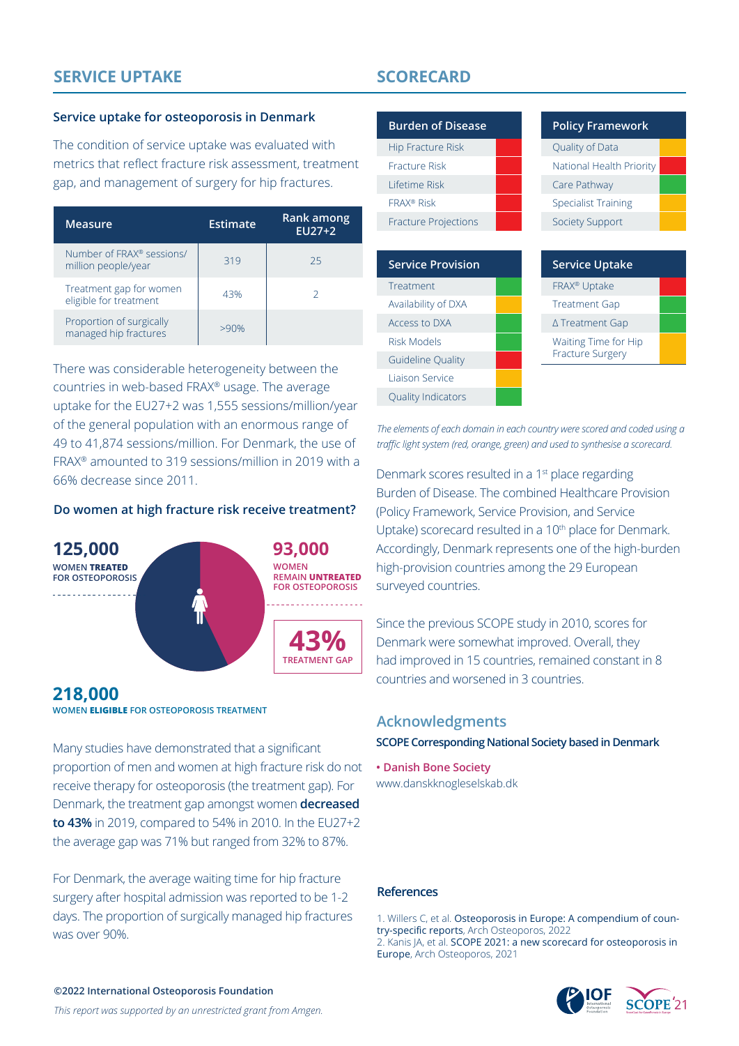## SERVICE UPTAKE

### Service uptake for osteoporosis in Denmark

The condition of service uptake was evaluated with metrics that reflect fracture risk assessment, treatment gap, and management of surgery for hip fractures.

| Measure | Estimate | Rank among EU27+2 |
|---|---|---|
| Number of FRAX® sessions/ million people/year | 319 | 25 |
| Treatment gap for women eligible for treatment | 43% | 2 |
| Proportion of surgically managed hip fractures | >90% | |

There was considerable heterogeneity between the countries in web-based FRAX® usage. The average uptake for the EU27+2 was 1,555 sessions/million/year of the general population with an enormous range of 49 to 41,874 sessions/million. For Denmark, the use of FRAX® amounted to 319 sessions/million in 2019 with a 66% decrease since 2011.

### Do women at high fracture risk receive treatment?

**125,000**
WOMEN **TREATED** FOR OSTEOPOROSIS

**93,000**
WOMEN REMAIN **UNTREATED** FOR OSTEOPOROSIS

**43%**
TREATMENT GAP

**218,000**
WOMEN **ELIGIBLE** FOR OSTEOPOROSIS TREATMENT

Many studies have demonstrated that a significant proportion of men and women at high fracture risk do not receive therapy for osteoporosis (the treatment gap). For Denmark, the treatment gap amongst women **decreased to 43%** in 2019, compared to 54% in 2010. In the EU27+2 the average gap was 71% but ranged from 32% to 87%.

For Denmark, the average waiting time for hip fracture surgery after hospital admission was reported to be 1-2 days. The proportion of surgically managed hip fractures was over 90%.

## SCORECARD

| Burden of Disease | |
|---|---|
| Hip Fracture Risk | Red |
| Fracture Risk | Red |
| Lifetime Risk | Red |
| FRAX® Risk | Red |
| Fracture Projections | Red |

| Policy Framework | |
|---|---|
| Quality of Data | Orange |
| National Health Priority | Red |
| Care Pathway | Green |
| Specialist Training | Orange |
| Society Support | Orange |

| Service Provision | |
|---|---|
| Treatment | Green |
| Availability of DXA | Orange |
| Access to DXA | Green |
| Risk Models | Green |
| Guideline Quality | Red |
| Liaison Service | Orange |
| Quality Indicators | Green |

| Service Uptake | |
|---|---|
| FRAX® Uptake | Red |
| Treatment Gap | Green |
| Δ Treatment Gap | Green |
| Waiting Time for Hip Fracture Surgery | Orange |

*The elements of each domain in each country were scored and coded using a traffic light system (red, orange, green) and used to synthesise a scorecard.*

Denmark scores resulted in a 1st place regarding Burden of Disease. The combined Healthcare Provision (Policy Framework, Service Provision, and Service Uptake) scorecard resulted in a 10th place for Denmark. Accordingly, Denmark represents one of the high-burden high-provision countries among the 29 European surveyed countries.

Since the previous SCOPE study in 2010, scores for Denmark were somewhat improved. Overall, they had improved in 15 countries, remained constant in 8 countries and worsened in 3 countries.

## Acknowledgments

**SCOPE Corresponding National Society based in Denmark**

- **Danish Bone Society**

www.danskknogleselskab.dk

### References

1. Willers C, et al. Osteoporosis in Europe: A compendium of country-specific reports, Arch Osteoporos, 2022
2. Kanis JA, et al. SCOPE 2021: a new scorecard for osteoporosis in Europe, Arch Osteoporos, 2021

**©2022 International Osteoporosis Foundation**

*This report was supported by an unrestricted grant from Amgen.*